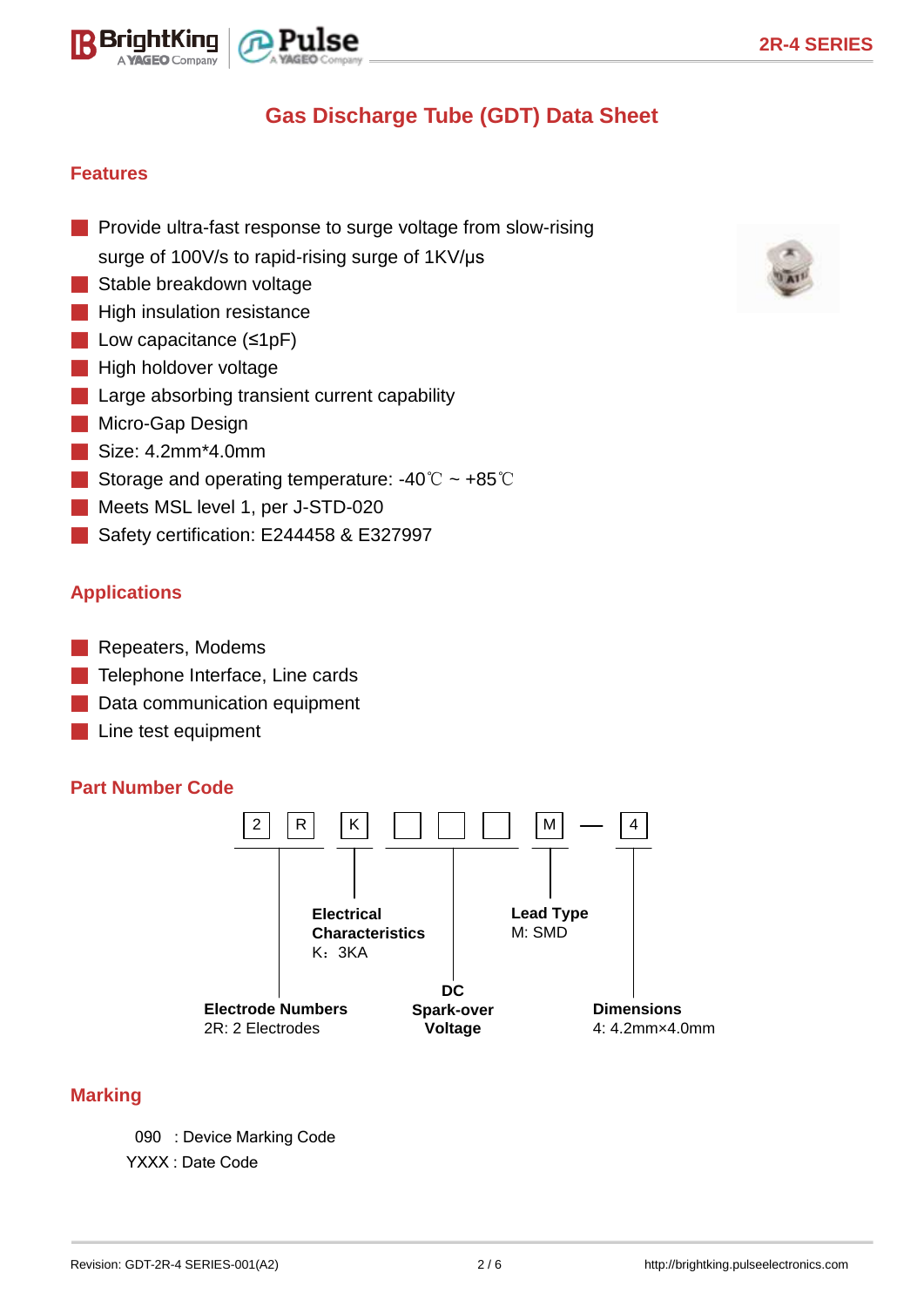# Gas Discharge Tube (GDT) Data Sheet

## Features

- Provide ultra-fast response to surge voltage from slow-rising surge of 100V/s to rapid-rising surge of 1KV/μs
- Stable breakdown voltage
- High insulation resistance
- Low capacitance (≤1pF)
- High holdover voltage
- Large absorbing transient current capability
- Micro-Gap Design
- Size: 4.2mm*4.0mm
- Storage and operating temperature: -40℃ ~ +85℃
- Meets MSL level 1, per J-STD-020
- Safety certification: E244458 & E327997

## Applications

- Repeaters, Modems
- Telephone Interface, Line cards
- Data communication equipment
- Line test equipment

## Part Number Code

2 R K □ □ □ M — 4

- **Electrode Numbers**: 2R: 2 Electrodes
- **Electrical Characteristics**: K：3KA
- **DC Spark-over Voltage**
- **Lead Type**: M: SMD
- **Dimensions**: 4: 4.2mm×4.0mm

## Marking

090 : Device Marking Code
YXXX : Date Code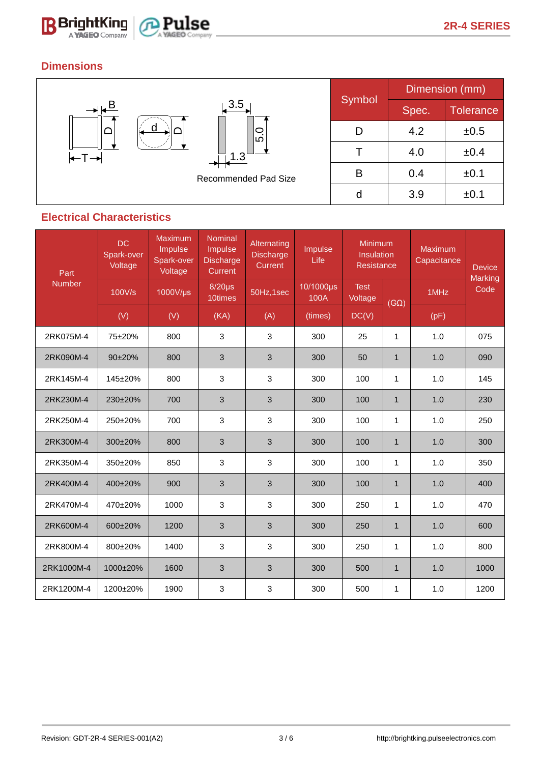## Dimensions

B
D
d
D
T
3.5
5.0
1.3

Recommended Pad Size

| Symbol | Dimension (mm) | |
|---|---|---|
| | Spec. | Tolerance |
| D | 4.2 | ±0.5 |
| T | 4.0 | ±0.4 |
| B | 0.4 | ±0.1 |
| d | 3.9 | ±0.1 |

## Electrical Characteristics

| Part Number | DC Spark-over Voltage | Maximum Impulse Spark-over Voltage | Nominal Impulse Discharge Current | Alternating Discharge Current | Impulse Life | Minimum Insulation Resistance | | Maximum Capacitance | Device Marking Code |
|---|---|---|---|---|---|---|---|---|---|
| | 100V/s | 1000V/μs | 8/20μs 10times | 50Hz,1sec | 10/1000μs 100A | Test Voltage | (GΩ) | 1MHz | |
| | (V) | (V) | (KA) | (A) | (times) | DC(V) | | (pF) | |
| 2RK075M-4 | 75±20% | 800 | 3 | 3 | 300 | 25 | 1 | 1.0 | 075 |
| 2RK090M-4 | 90±20% | 800 | 3 | 3 | 300 | 50 | 1 | 1.0 | 090 |
| 2RK145M-4 | 145±20% | 800 | 3 | 3 | 300 | 100 | 1 | 1.0 | 145 |
| 2RK230M-4 | 230±20% | 700 | 3 | 3 | 300 | 100 | 1 | 1.0 | 230 |
| 2RK250M-4 | 250±20% | 700 | 3 | 3 | 300 | 100 | 1 | 1.0 | 250 |
| 2RK300M-4 | 300±20% | 800 | 3 | 3 | 300 | 100 | 1 | 1.0 | 300 |
| 2RK350M-4 | 350±20% | 850 | 3 | 3 | 300 | 100 | 1 | 1.0 | 350 |
| 2RK400M-4 | 400±20% | 900 | 3 | 3 | 300 | 100 | 1 | 1.0 | 400 |
| 2RK470M-4 | 470±20% | 1000 | 3 | 3 | 300 | 250 | 1 | 1.0 | 470 |
| 2RK600M-4 | 600±20% | 1200 | 3 | 3 | 300 | 250 | 1 | 1.0 | 600 |
| 2RK800M-4 | 800±20% | 1400 | 3 | 3 | 300 | 250 | 1 | 1.0 | 800 |
| 2RK1000M-4 | 1000±20% | 1600 | 3 | 3 | 300 | 500 | 1 | 1.0 | 1000 |
| 2RK1200M-4 | 1200±20% | 1900 | 3 | 3 | 300 | 500 | 1 | 1.0 | 1200 |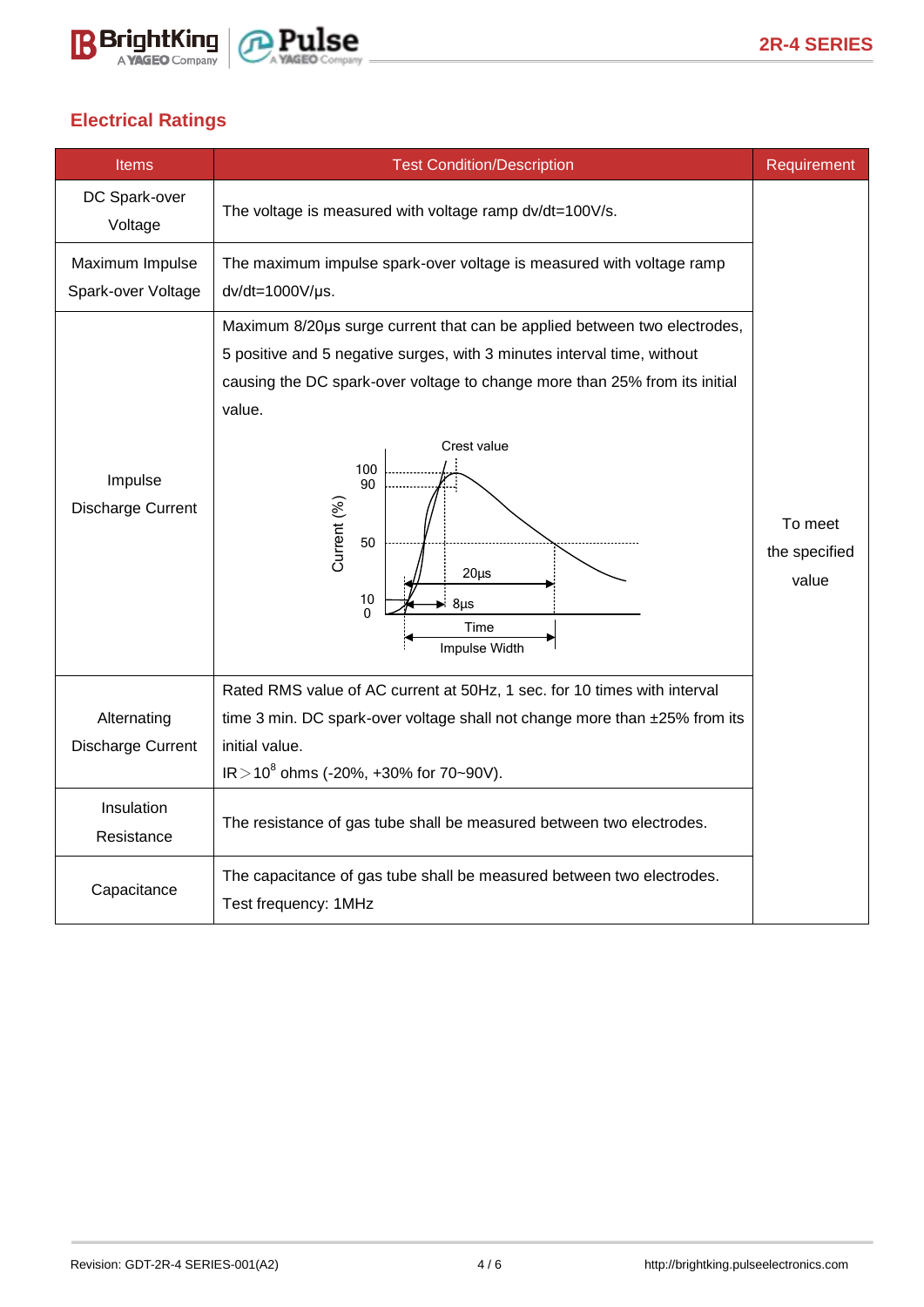## Electrical Ratings

| Items | Test Condition/Description | Requirement |
|---|---|---|
| DC Spark-over Voltage | The voltage is measured with voltage ramp dv/dt=100V/s. | To meet the specified value |
| Maximum Impulse Spark-over Voltage | The maximum impulse spark-over voltage is measured with voltage ramp dv/dt=1000V/μs. | |
| Impulse Discharge Current | Maximum 8/20μs surge current that can be applied between two electrodes, 5 positive and 5 negative surges, with 3 minutes interval time, without causing the DC spark-over voltage to change more than 25% from its initial value. | |
| Alternating Discharge Current | Rated RMS value of AC current at 50Hz, 1 sec. for 10 times with interval time 3 min. DC spark-over voltage shall not change more than ±25% from its initial value. IR＞$10^8$ ohms (-20%, +30% for 70~90V). | |
| Insulation Resistance | The resistance of gas tube shall be measured between two electrodes. | |
| Capacitance | The capacitance of gas tube shall be measured between two electrodes. Test frequency: 1MHz | |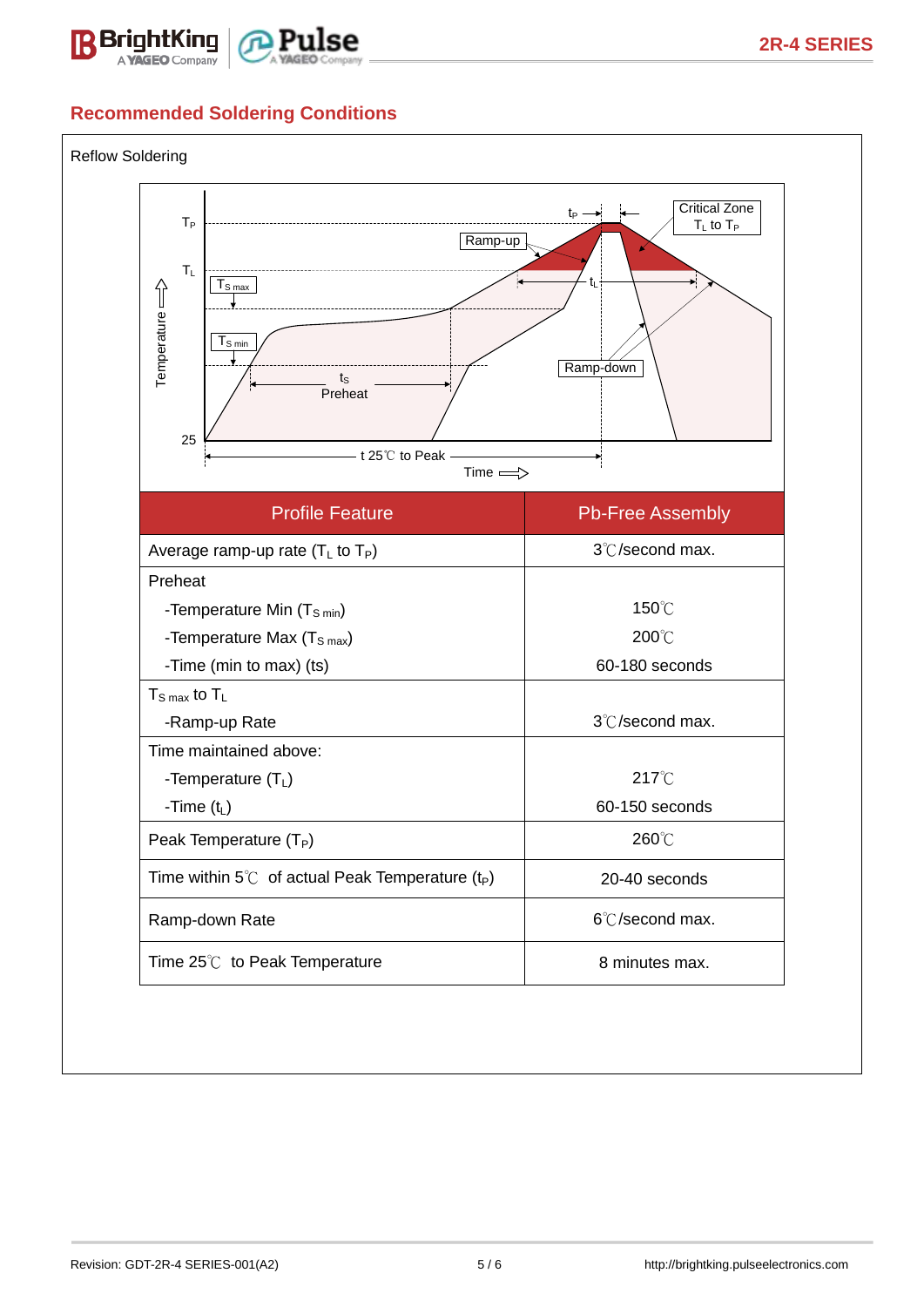## Recommended Soldering Conditions

Reflow Soldering

| Profile Feature | Pb-Free Assembly |
|---|---|
| Average ramp-up rate ($T_L$ to $T_P$) | 3℃/second max. |
| Preheat<br>-Temperature Min ($T_{S\ min}$)<br>-Temperature Max ($T_{S\ max}$)<br>-Time (min to max) (ts) | <br>150℃<br>200℃<br>60-180 seconds |
| $T_{S\ max}$ to $T_L$<br>-Ramp-up Rate | <br>3℃/second max. |
| Time maintained above:<br>-Temperature ($T_L$)<br>-Time ($t_L$) | <br>217℃<br>60-150 seconds |
| Peak Temperature ($T_P$) | 260℃ |
| Time within 5℃ of actual Peak Temperature ($t_P$) | 20-40 seconds |
| Ramp-down Rate | 6℃/second max. |
| Time 25℃ to Peak Temperature | 8 minutes max. |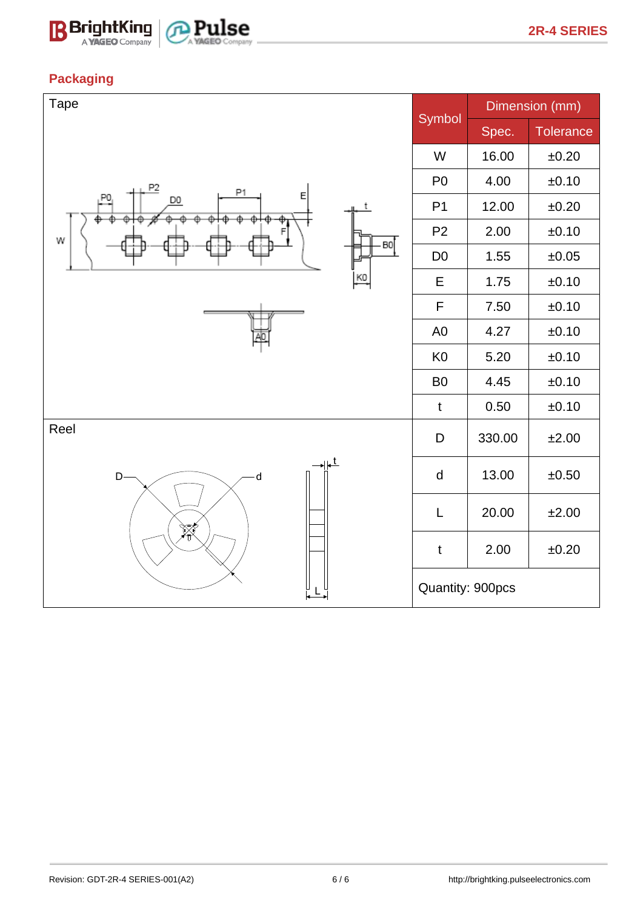## Packaging

Tape

W P0 P2 D0 P1 E F t B0 K0 A0

| Symbol | Dimension (mm) | |
|---|---|---|
| | Spec. | Tolerance |
| W | 16.00 | ±0.20 |
| P0 | 4.00 | ±0.10 |
| P1 | 12.00 | ±0.20 |
| P2 | 2.00 | ±0.10 |
| D0 | 1.55 | ±0.05 |
| E | 1.75 | ±0.10 |
| F | 7.50 | ±0.10 |
| A0 | 4.27 | ±0.10 |
| K0 | 5.20 | ±0.10 |
| B0 | 4.45 | ±0.10 |
| t | 0.50 | ±0.10 |

Reel

D d t L

| Symbol | Spec. | Tolerance |
|---|---|---|
| D | 330.00 | ±2.00 |
| d | 13.00 | ±0.50 |
| L | 20.00 | ±2.00 |
| t | 2.00 | ±0.20 |

Quantity: 900pcs